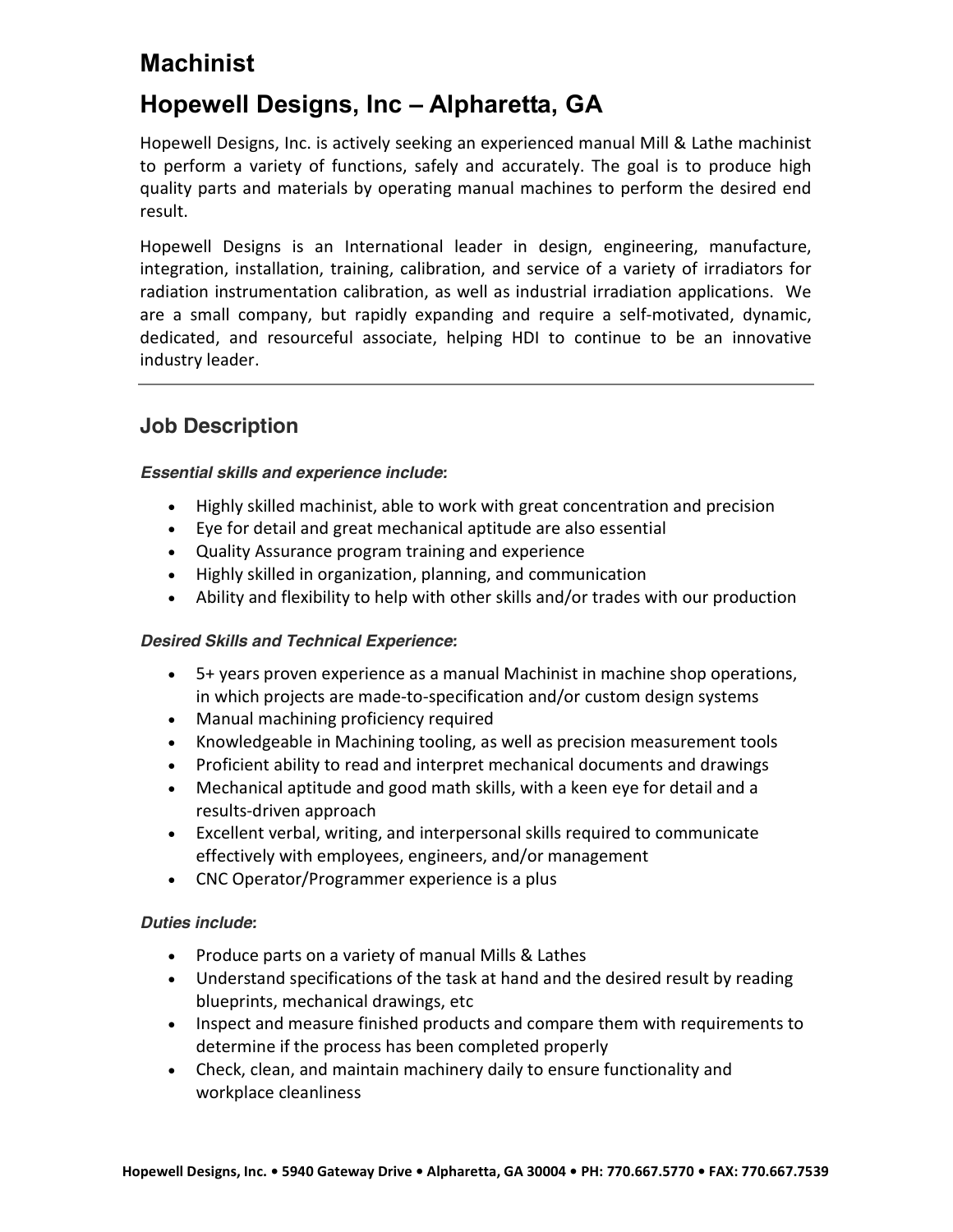# Machinist

# Hopewell Designs, Inc – Alpharetta, GA

Hopewell Designs, Inc. is actively seeking an experienced manual Mill & Lathe machinist to perform a variety of functions, safely and accurately. The goal is to produce high quality parts and materials by operating manual machines to perform the desired end result.

Hopewell Designs is an International leader in design, engineering, manufacture, integration, installation, training, calibration, and service of a variety of irradiators for radiation instrumentation calibration, as well as industrial irradiation applications. We are a small company, but rapidly expanding and require a self-motivated, dynamic, dedicated, and resourceful associate, helping HDI to continue to be an innovative industry leader.

---

## Job Description

***Essential skills and experience include*:**

- Highly skilled machinist, able to work with great concentration and precision
- Eye for detail and great mechanical aptitude are also essential
- Quality Assurance program training and experience
- Highly skilled in organization, planning, and communication
- Ability and flexibility to help with other skills and/or trades with our production

***Desired Skills and Technical Experience*:**

- 5+ years proven experience as a manual Machinist in machine shop operations, in which projects are made-to-specification and/or custom design systems
- Manual machining proficiency required
- Knowledgeable in Machining tooling, as well as precision measurement tools
- Proficient ability to read and interpret mechanical documents and drawings
- Mechanical aptitude and good math skills, with a keen eye for detail and a results-driven approach
- Excellent verbal, writing, and interpersonal skills required to communicate effectively with employees, engineers, and/or management
- CNC Operator/Programmer experience is a plus

***Duties include*:**

- Produce parts on a variety of manual Mills & Lathes
- Understand specifications of the task at hand and the desired result by reading blueprints, mechanical drawings, etc
- Inspect and measure finished products and compare them with requirements to determine if the process has been completed properly
- Check, clean, and maintain machinery daily to ensure functionality and workplace cleanliness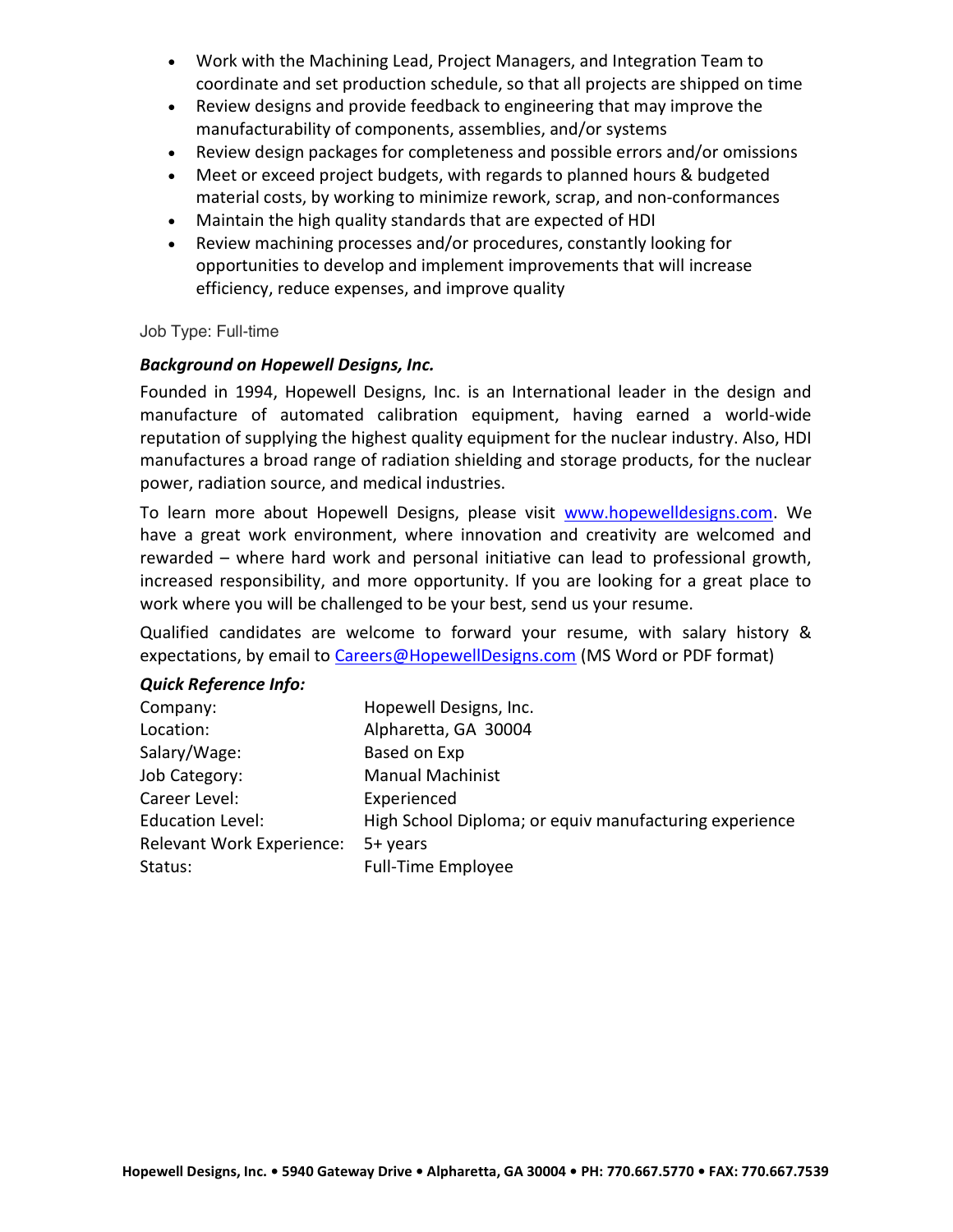- Work with the Machining Lead, Project Managers, and Integration Team to coordinate and set production schedule, so that all projects are shipped on time
- Review designs and provide feedback to engineering that may improve the manufacturability of components, assemblies, and/or systems
- Review design packages for completeness and possible errors and/or omissions
- Meet or exceed project budgets, with regards to planned hours & budgeted material costs, by working to minimize rework, scrap, and non-conformances
- Maintain the high quality standards that are expected of HDI
- Review machining processes and/or procedures, constantly looking for opportunities to develop and implement improvements that will increase efficiency, reduce expenses, and improve quality

Job Type: Full-time

***Background on Hopewell Designs, Inc.***

Founded in 1994, Hopewell Designs, Inc. is an International leader in the design and manufacture of automated calibration equipment, having earned a world-wide reputation of supplying the highest quality equipment for the nuclear industry. Also, HDI manufactures a broad range of radiation shielding and storage products, for the nuclear power, radiation source, and medical industries.

To learn more about Hopewell Designs, please visit www.hopewelldesigns.com. We have a great work environment, where innovation and creativity are welcomed and rewarded – where hard work and personal initiative can lead to professional growth, increased responsibility, and more opportunity. If you are looking for a great place to work where you will be challenged to be your best, send us your resume.

Qualified candidates are welcome to forward your resume, with salary history & expectations, by email to Careers@HopewellDesigns.com (MS Word or PDF format)

***Quick Reference Info:***

| | |
|---|---|
| Company: | Hopewell Designs, Inc. |
| Location: | Alpharetta, GA 30004 |
| Salary/Wage: | Based on Exp |
| Job Category: | Manual Machinist |
| Career Level: | Experienced |
| Education Level: | High School Diploma; or equiv manufacturing experience |
| Relevant Work Experience: | 5+ years |
| Status: | Full-Time Employee |